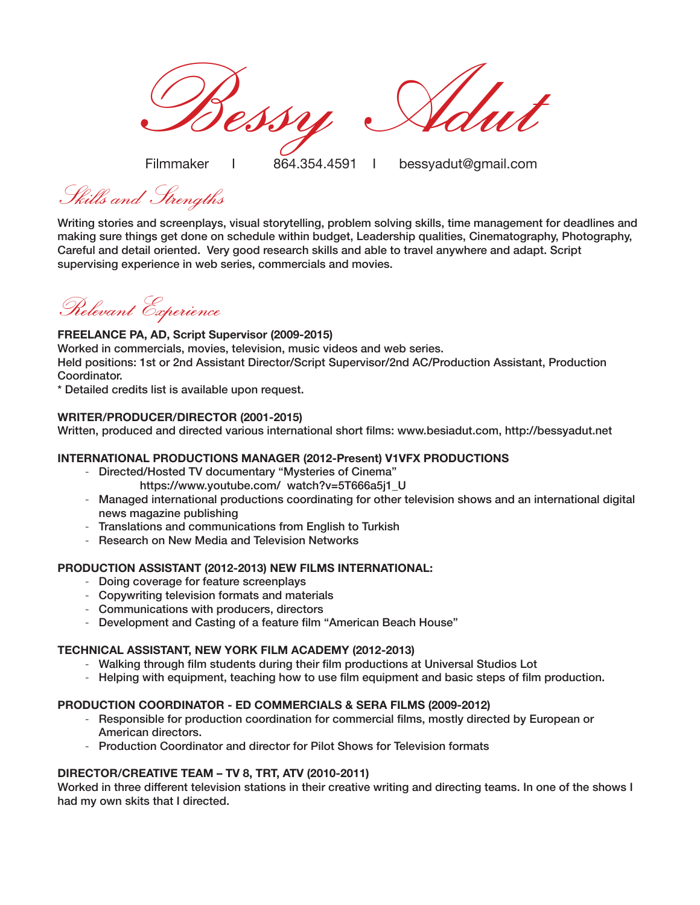# Bessy Adut

Filmmaker | 864.354.4591 | bessyadut@gmail.com

## Skills and Strengths

**Writing stories and screenplays, visual storytelling, problem solving skills, time management for deadlines and making sure things get done on schedule within budget, Leadership qualities, Cinematography, Photography, Careful and detail oriented. Very good research skills and able to travel anywhere and adapt. Script supervising experience in web series, commercials and movies.**

## Relevant Experience

**FREELANCE PA, AD, Script Supervisor (2009-2015)**
Worked in commercials, movies, television, music videos and web series.
Held positions: 1st or 2nd Assistant Director/Script Supervisor/2nd AC/Production Assistant, Production Coordinator.
* Detailed credits list is available upon request.

**WRITER/PRODUCER/DIRECTOR (2001-2015)**
Written, produced and directed various international short films: www.besiadut.com, http://bessyadut.net

**INTERNATIONAL PRODUCTIONS MANAGER (2012-Present) V1VFX PRODUCTIONS**

- Directed/Hosted TV documentary “Mysteries of Cinema”
  https://www.youtube.com/ watch?v=5T666a5j1_U
- Managed international productions coordinating for other television shows and an international digital news magazine publishing
- Translations and communications from English to Turkish
- Research on New Media and Television Networks

**PRODUCTION ASSISTANT (2012-2013) NEW FILMS INTERNATIONAL:**

- Doing coverage for feature screenplays
- Copywriting television formats and materials
- Communications with producers, directors
- Development and Casting of a feature film “American Beach House”

**TECHNICAL ASSISTANT, NEW YORK FILM ACADEMY (2012-2013)**

- Walking through film students during their film productions at Universal Studios Lot
- Helping with equipment, teaching how to use film equipment and basic steps of film production.

**PRODUCTION COORDINATOR - ED COMMERCIALS & SERA FILMS (2009-2012)**

- Responsible for production coordination for commercial films, mostly directed by European or American directors.
- Production Coordinator and director for Pilot Shows for Television formats

**DIRECTOR/CREATIVE TEAM – TV 8, TRT, ATV (2010-2011)**
Worked in three different television stations in their creative writing and directing teams. In one of the shows I had my own skits that I directed.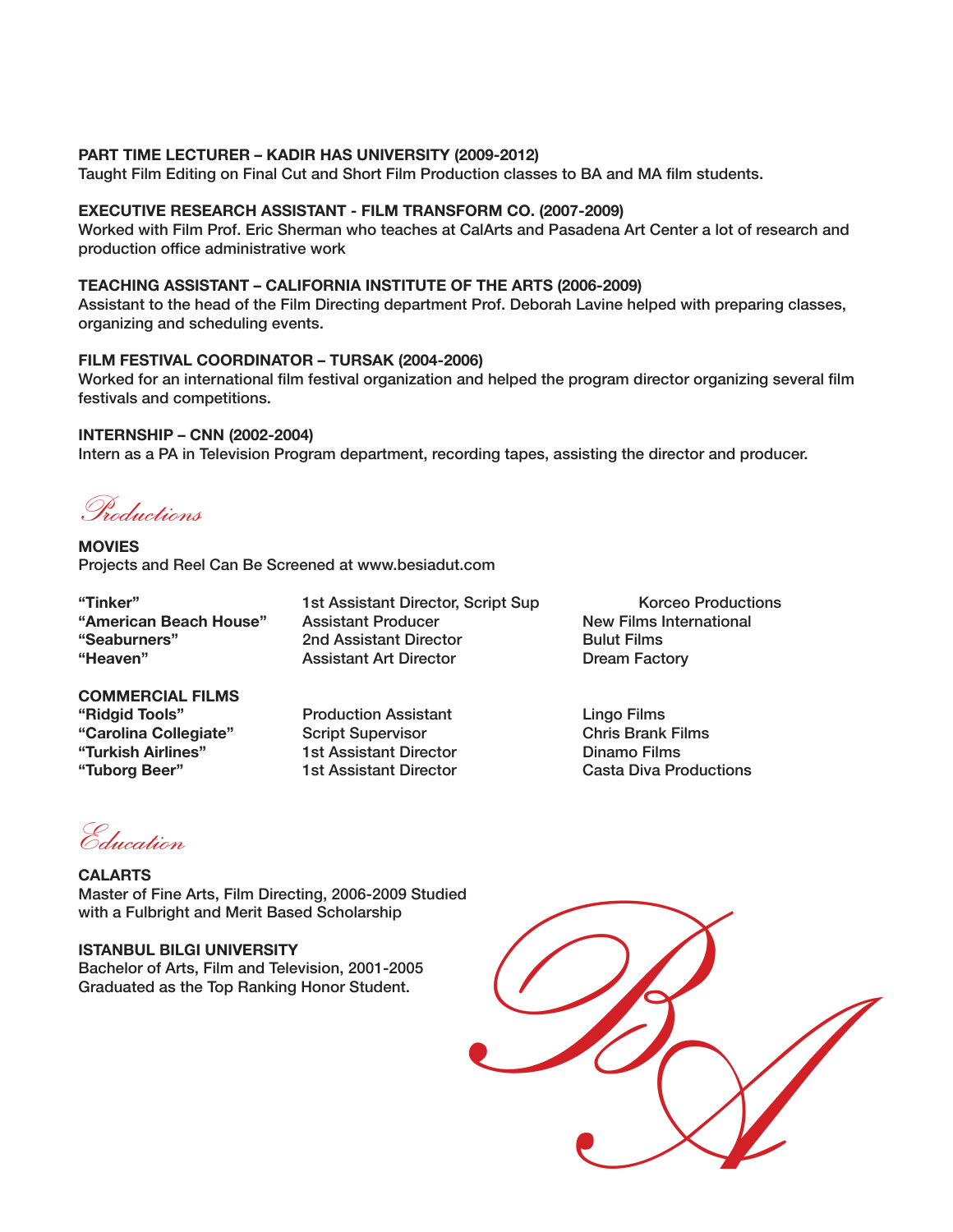**PART TIME LECTURER – KADIR HAS UNIVERSITY (2009-2012)**
Taught Film Editing on Final Cut and Short Film Production classes to BA and MA film students.

**EXECUTIVE RESEARCH ASSISTANT - FILM TRANSFORM CO. (2007-2009)**
Worked with Film Prof. Eric Sherman who teaches at CalArts and Pasadena Art Center a lot of research and production office administrative work

**TEACHING ASSISTANT – CALIFORNIA INSTITUTE OF THE ARTS (2006-2009)**
Assistant to the head of the Film Directing department Prof. Deborah Lavine helped with preparing classes, organizing and scheduling events.

**FILM FESTIVAL COORDINATOR – TURSAK (2004-2006)**
Worked for an international film festival organization and helped the program director organizing several film festivals and competitions.

**INTERNSHIP – CNN (2002-2004)**
Intern as a PA in Television Program department, recording tapes, assisting the director and producer.

## Productions

**MOVIES**
Projects and Reel Can Be Screened at www.besiadut.com

| | | |
|---|---|---|
| **"Tinker"** | 1st Assistant Director, Script Sup | Korceo Productions |
| **"American Beach House"** | Assistant Producer | New Films International |
| **"Seaburners"** | 2nd Assistant Director | Bulut Films |
| **"Heaven"** | Assistant Art Director | Dream Factory |

**COMMERCIAL FILMS**

| | | |
|---|---|---|
| **"Ridgid Tools"** | Production Assistant | Lingo Films |
| **"Carolina Collegiate"** | Script Supervisor | Chris Brank Films |
| **"Turkish Airlines"** | 1st Assistant Director | Dinamo Films |
| **"Tuborg Beer"** | 1st Assistant Director | Casta Diva Productions |

## Education

**CALARTS**
Master of Fine Arts, Film Directing, 2006-2009 Studied with a Fulbright and Merit Based Scholarship

**ISTANBUL BILGI UNIVERSITY**
Bachelor of Arts, Film and Television, 2001-2005
Graduated as the Top Ranking Honor Student.